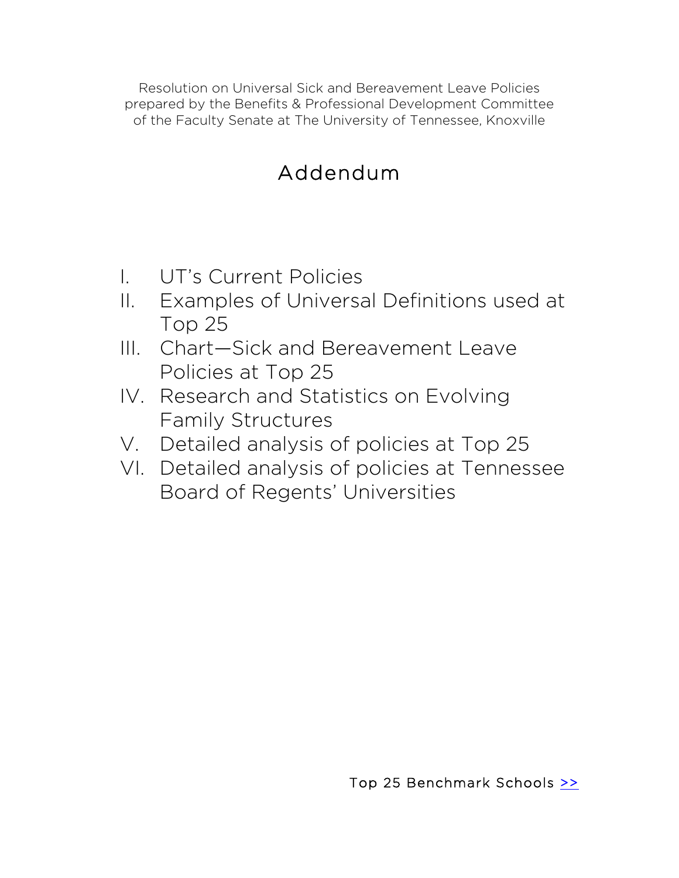Resolution on Universal Sick and Bereavement Leave Policies
prepared by the Benefits & Professional Development Committee
of the Faculty Senate at The University of Tennessee, Knoxville

# Addendum

I. UT's Current Policies
II. Examples of Universal Definitions used at Top 25
III. Chart—Sick and Bereavement Leave Policies at Top 25
IV. Research and Statistics on Evolving Family Structures
V. Detailed analysis of policies at Top 25
VI. Detailed analysis of policies at Tennessee Board of Regents' Universities

Top 25 Benchmark Schools >>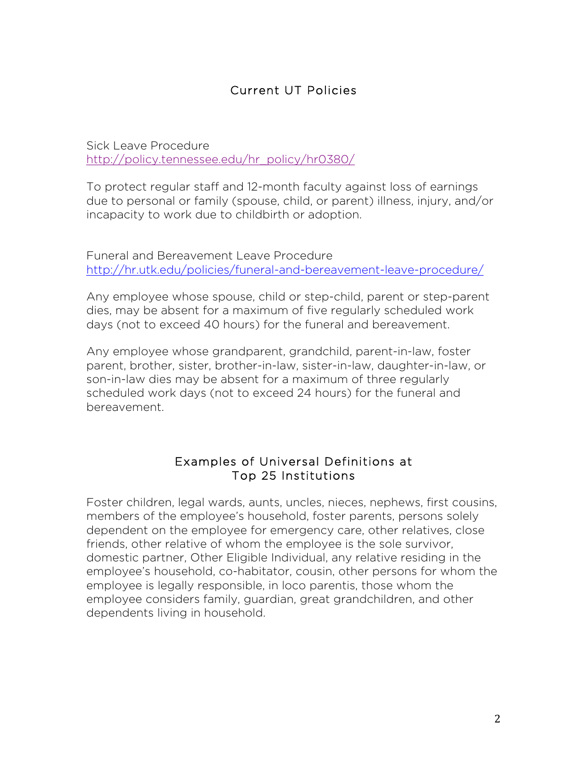## Current UT Policies

Sick Leave Procedure
http://policy.tennessee.edu/hr_policy/hr0380/

To protect regular staff and 12-month faculty against loss of earnings due to personal or family (spouse, child, or parent) illness, injury, and/or incapacity to work due to childbirth or adoption.

Funeral and Bereavement Leave Procedure
http://hr.utk.edu/policies/funeral-and-bereavement-leave-procedure/

Any employee whose spouse, child or step-child, parent or step-parent dies, may be absent for a maximum of five regularly scheduled work days (not to exceed 40 hours) for the funeral and bereavement.

Any employee whose grandparent, grandchild, parent-in-law, foster parent, brother, sister, brother-in-law, sister-in-law, daughter-in-law, or son-in-law dies may be absent for a maximum of three regularly scheduled work days (not to exceed 24 hours) for the funeral and bereavement.

## Examples of Universal Definitions at Top 25 Institutions

Foster children, legal wards, aunts, uncles, nieces, nephews, first cousins, members of the employee's household, foster parents, persons solely dependent on the employee for emergency care, other relatives, close friends, other relative of whom the employee is the sole survivor, domestic partner, Other Eligible Individual, any relative residing in the employee's household, co-habitator, cousin, other persons for whom the employee is legally responsible, in loco parentis, those whom the employee considers family, guardian, great grandchildren, and other dependents living in household.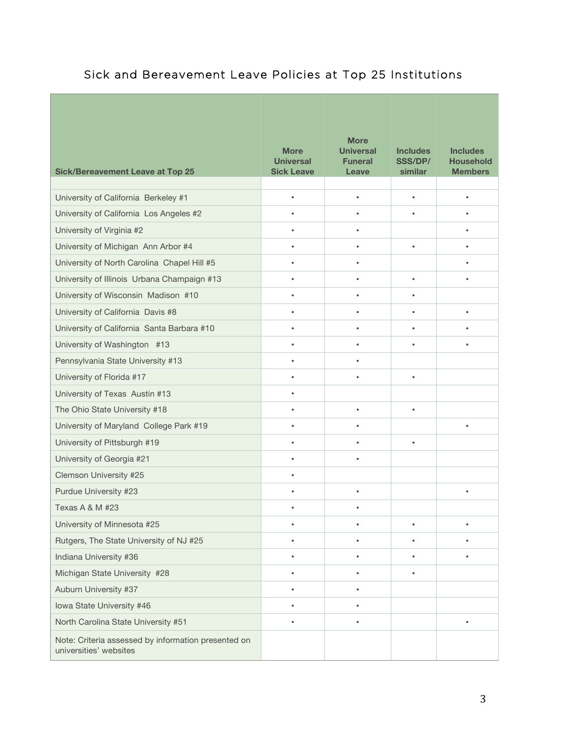## Sick and Bereavement Leave Policies at Top 25 Institutions

| Sick/Bereavement Leave at Top 25 | More Universal Sick Leave | More Universal Funeral Leave | Includes SSS/DP/ similar | Includes Household Members |
|---|---|---|---|---|
| | | | | |
| University of California Berkeley #1 | • | • | • | • |
| University of California Los Angeles #2 | • | • | • | • |
| University of Virginia #2 | • | • | | • |
| University of Michigan Ann Arbor #4 | • | • | • | • |
| University of North Carolina Chapel Hill #5 | • | • | | • |
| University of Illinois Urbana Champaign #13 | • | • | • | • |
| University of Wisconsin Madison #10 | • | • | • | |
| University of California Davis #8 | • | • | • | • |
| University of California Santa Barbara #10 | • | • | • | • |
| University of Washington #13 | • | • | • | • |
| Pennsylvania State University #13 | • | • | | |
| University of Florida #17 | • | • | • | |
| University of Texas Austin #13 | • | | | |
| The Ohio State University #18 | • | • | • | |
| University of Maryland College Park #19 | • | • | | • |
| University of Pittsburgh #19 | • | • | • | |
| University of Georgia #21 | • | • | | |
| Clemson University #25 | • | | | |
| Purdue University #23 | • | • | | • |
| Texas A & M #23 | • | • | | |
| University of Minnesota #25 | • | • | • | • |
| Rutgers, The State University of NJ #25 | • | • | • | • |
| Indiana University #36 | • | • | • | • |
| Michigan State University #28 | • | • | • | |
| Auburn University #37 | • | • | | |
| Iowa State University #46 | • | • | | |
| North Carolina State University #51 | • | • | | • |
| Note: Criteria assessed by information presented on universities' websites | | | | |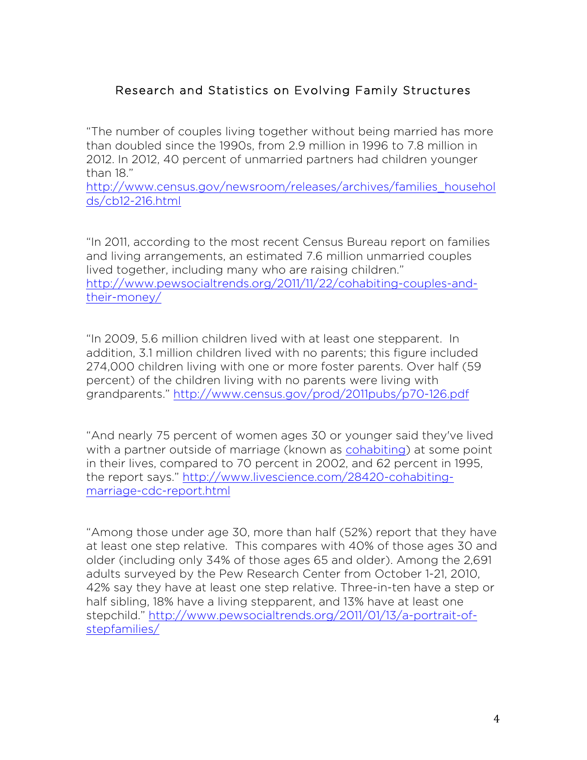## Research and Statistics on Evolving Family Structures

"The number of couples living together without being married has more than doubled since the 1990s, from 2.9 million in 1996 to 7.8 million in 2012. In 2012, 40 percent of unmarried partners had children younger than 18."
http://www.census.gov/newsroom/releases/archives/families_households/cb12-216.html

"In 2011, according to the most recent Census Bureau report on families and living arrangements, an estimated 7.6 million unmarried couples lived together, including many who are raising children."
http://www.pewsocialtrends.org/2011/11/22/cohabiting-couples-and-their-money/

"In 2009, 5.6 million children lived with at least one stepparent. In addition, 3.1 million children lived with no parents; this figure included 274,000 children living with one or more foster parents. Over half (59 percent) of the children living with no parents were living with grandparents." http://www.census.gov/prod/2011pubs/p70-126.pdf

"And nearly 75 percent of women ages 30 or younger said they've lived with a partner outside of marriage (known as cohabiting) at some point in their lives, compared to 70 percent in 2002, and 62 percent in 1995, the report says." http://www.livescience.com/28420-cohabiting-marriage-cdc-report.html

"Among those under age 30, more than half (52%) report that they have at least one step relative. This compares with 40% of those ages 30 and older (including only 34% of those ages 65 and older). Among the 2,691 adults surveyed by the Pew Research Center from October 1-21, 2010, 42% say they have at least one step relative. Three-in-ten have a step or half sibling, 18% have a living stepparent, and 13% have at least one stepchild." http://www.pewsocialtrends.org/2011/01/13/a-portrait-of-stepfamilies/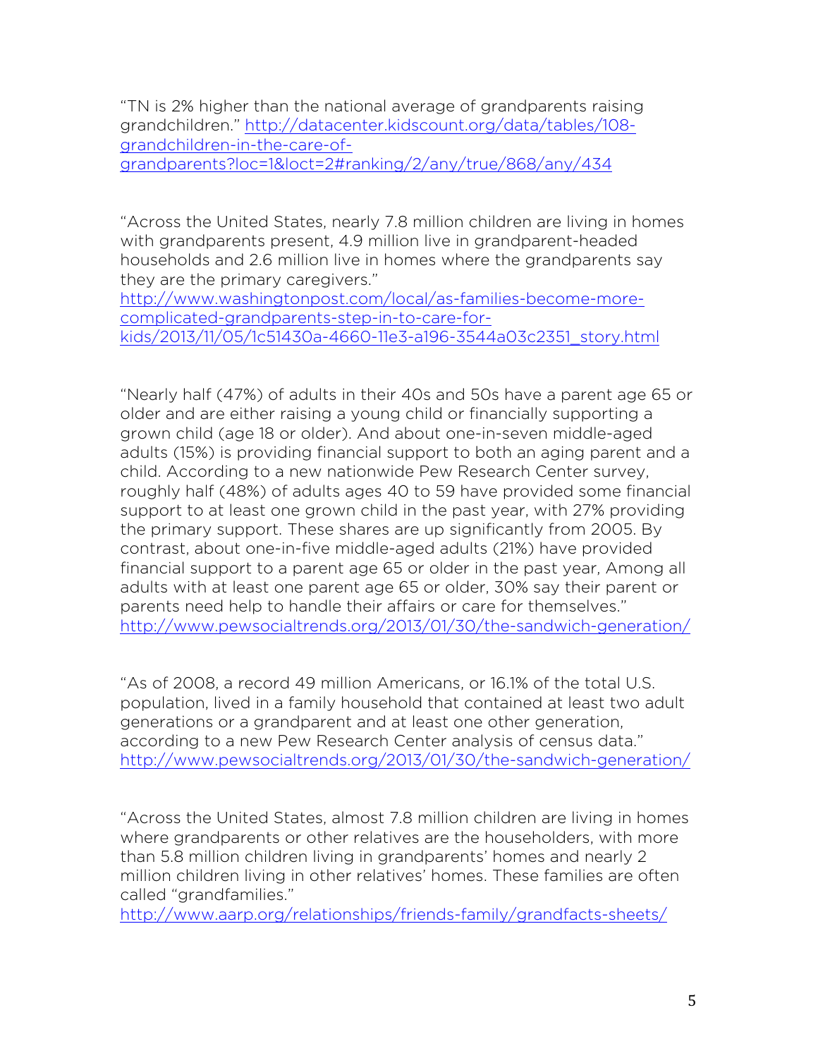"TN is 2% higher than the national average of grandparents raising grandchildren." http://datacenter.kidscount.org/data/tables/108-grandchildren-in-the-care-of-grandparents?loc=1&loct=2#ranking/2/any/true/868/any/434

"Across the United States, nearly 7.8 million children are living in homes with grandparents present, 4.9 million live in grandparent-headed households and 2.6 million live in homes where the grandparents say they are the primary caregivers." http://www.washingtonpost.com/local/as-families-become-more-complicated-grandparents-step-in-to-care-for-kids/2013/11/05/1c51430a-4660-11e3-a196-3544a03c2351_story.html

"Nearly half (47%) of adults in their 40s and 50s have a parent age 65 or older and are either raising a young child or financially supporting a grown child (age 18 or older). And about one-in-seven middle-aged adults (15%) is providing financial support to both an aging parent and a child. According to a new nationwide Pew Research Center survey, roughly half (48%) of adults ages 40 to 59 have provided some financial support to at least one grown child in the past year, with 27% providing the primary support. These shares are up significantly from 2005. By contrast, about one-in-five middle-aged adults (21%) have provided financial support to a parent age 65 or older in the past year, Among all adults with at least one parent age 65 or older, 30% say their parent or parents need help to handle their affairs or care for themselves." http://www.pewsocialtrends.org/2013/01/30/the-sandwich-generation/

"As of 2008, a record 49 million Americans, or 16.1% of the total U.S. population, lived in a family household that contained at least two adult generations or a grandparent and at least one other generation, according to a new Pew Research Center analysis of census data." http://www.pewsocialtrends.org/2013/01/30/the-sandwich-generation/

"Across the United States, almost 7.8 million children are living in homes where grandparents or other relatives are the householders, with more than 5.8 million children living in grandparents' homes and nearly 2 million children living in other relatives' homes. These families are often called "grandfamilies." http://www.aarp.org/relationships/friends-family/grandfacts-sheets/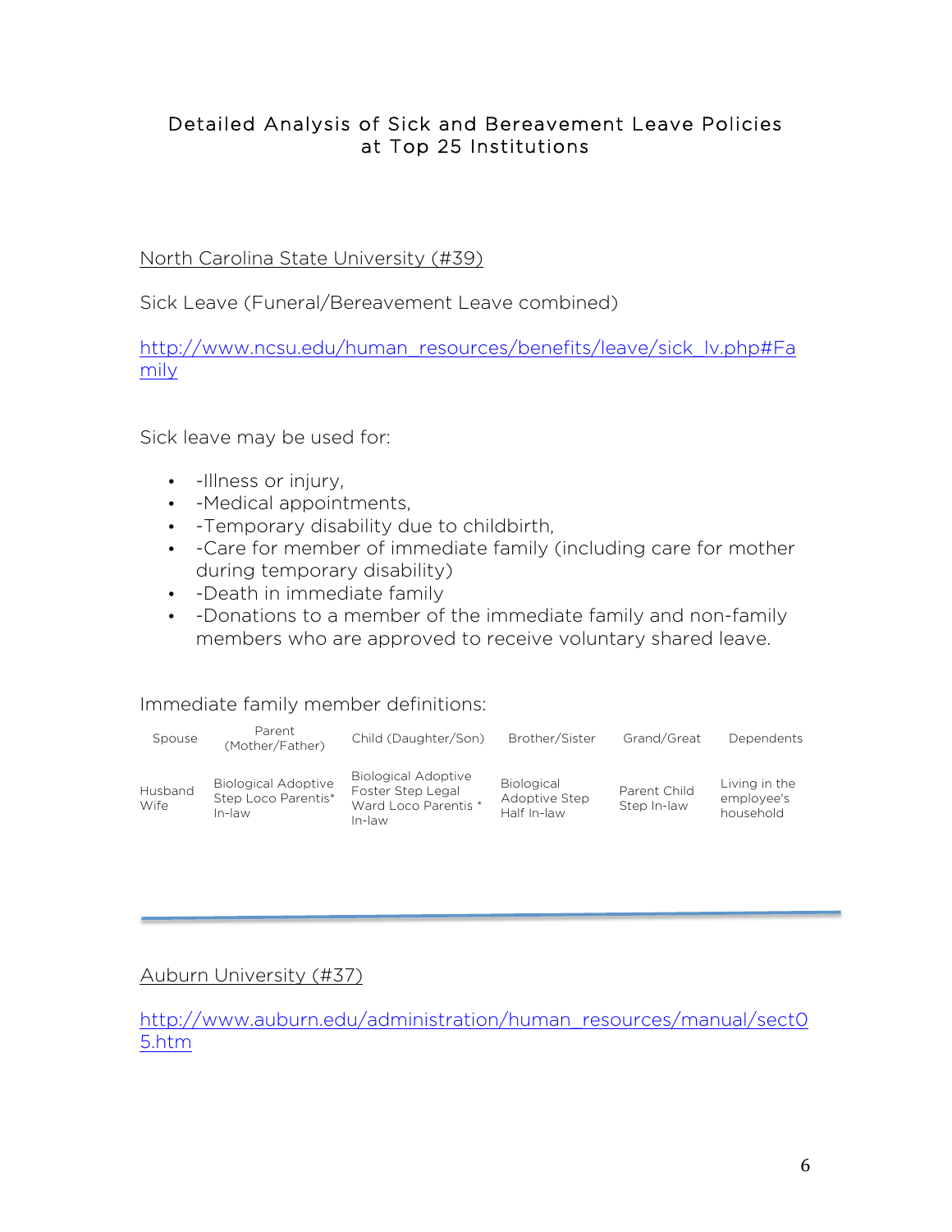# Detailed Analysis of Sick and Bereavement Leave Policies at Top 25 Institutions

## North Carolina State University (#39)

Sick Leave (Funeral/Bereavement Leave combined)

http://www.ncsu.edu/human_resources/benefits/leave/sick_lv.php#Family

Sick leave may be used for:

- -Illness or injury,
- -Medical appointments,
- -Temporary disability due to childbirth,
- -Care for member of immediate family (including care for mother during temporary disability)
- -Death in immediate family
- -Donations to a member of the immediate family and non-family members who are approved to receive voluntary shared leave.

Immediate family member definitions:

| Spouse | Parent (Mother/Father) | Child (Daughter/Son) | Brother/Sister | Grand/Great | Dependents |
|---|---|---|---|---|---|
| Husband Wife | Biological Adoptive Step Loco Parentis* In-law | Biological Adoptive Foster Step Legal Ward Loco Parentis * In-law | Biological Adoptive Step Half In-law | Parent Child Step In-law | Living in the employee's household |

---

## Auburn University (#37)

http://www.auburn.edu/administration/human_resources/manual/sect05.htm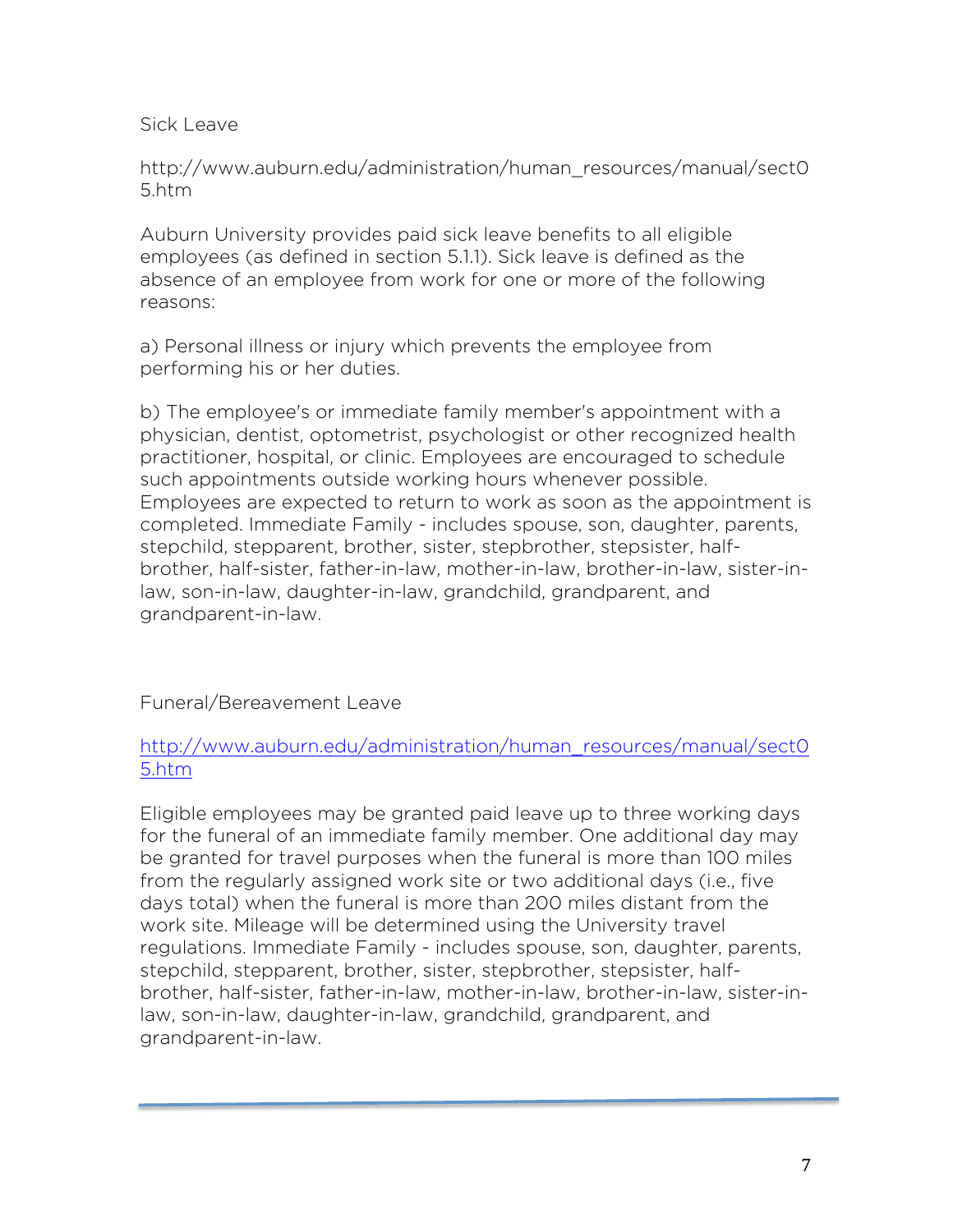## Sick Leave

http://www.auburn.edu/administration/human_resources/manual/sect05.htm

Auburn University provides paid sick leave benefits to all eligible employees (as defined in section 5.1.1). Sick leave is defined as the absence of an employee from work for one or more of the following reasons:

a) Personal illness or injury which prevents the employee from performing his or her duties.

b) The employee's or immediate family member's appointment with a physician, dentist, optometrist, psychologist or other recognized health practitioner, hospital, or clinic. Employees are encouraged to schedule such appointments outside working hours whenever possible. Employees are expected to return to work as soon as the appointment is completed. Immediate Family - includes spouse, son, daughter, parents, stepchild, stepparent, brother, sister, stepbrother, stepsister, half-brother, half-sister, father-in-law, mother-in-law, brother-in-law, sister-in-law, son-in-law, daughter-in-law, grandchild, grandparent, and grandparent-in-law.

## Funeral/Bereavement Leave

[http://www.auburn.edu/administration/human_resources/manual/sect05.htm](http://www.auburn.edu/administration/human_resources/manual/sect05.htm)

Eligible employees may be granted paid leave up to three working days for the funeral of an immediate family member. One additional day may be granted for travel purposes when the funeral is more than 100 miles from the regularly assigned work site or two additional days (i.e., five days total) when the funeral is more than 200 miles distant from the work site. Mileage will be determined using the University travel regulations. Immediate Family - includes spouse, son, daughter, parents, stepchild, stepparent, brother, sister, stepbrother, stepsister, half-brother, half-sister, father-in-law, mother-in-law, brother-in-law, sister-in-law, son-in-law, daughter-in-law, grandchild, grandparent, and grandparent-in-law.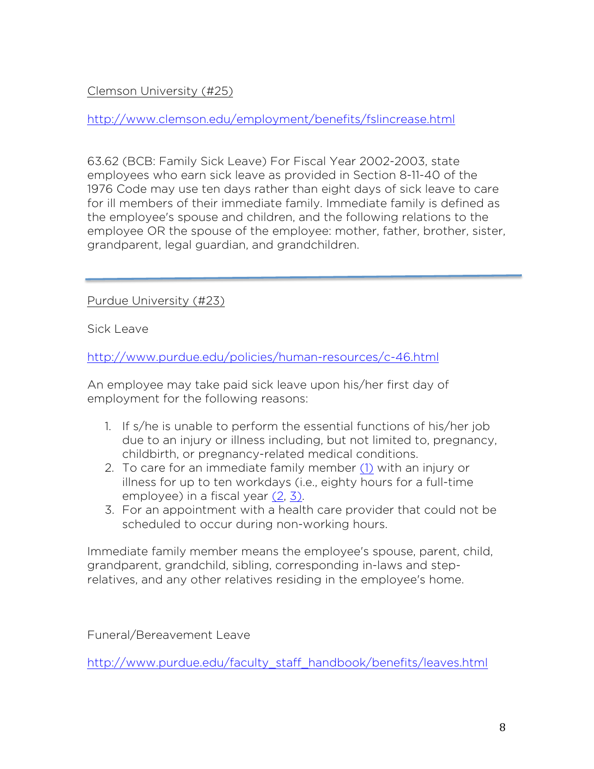Clemson University (#25)

http://www.clemson.edu/employment/benefits/fslincrease.html

63.62 (BCB: Family Sick Leave) For Fiscal Year 2002-2003, state employees who earn sick leave as provided in Section 8-11-40 of the 1976 Code may use ten days rather than eight days of sick leave to care for ill members of their immediate family. Immediate family is defined as the employee's spouse and children, and the following relations to the employee OR the spouse of the employee: mother, father, brother, sister, grandparent, legal guardian, and grandchildren.

---

Purdue University (#23)

Sick Leave

http://www.purdue.edu/policies/human-resources/c-46.html

An employee may take paid sick leave upon his/her first day of employment for the following reasons:

1. If s/he is unable to perform the essential functions of his/her job due to an injury or illness including, but not limited to, pregnancy, childbirth, or pregnancy-related medical conditions.
2. To care for an immediate family member (1) with an injury or illness for up to ten workdays (i.e., eighty hours for a full-time employee) in a fiscal year (2, 3).
3. For an appointment with a health care provider that could not be scheduled to occur during non-working hours.

Immediate family member means the employee's spouse, parent, child, grandparent, grandchild, sibling, corresponding in-laws and step-relatives, and any other relatives residing in the employee's home.

Funeral/Bereavement Leave

http://www.purdue.edu/faculty_staff_handbook/benefits/leaves.html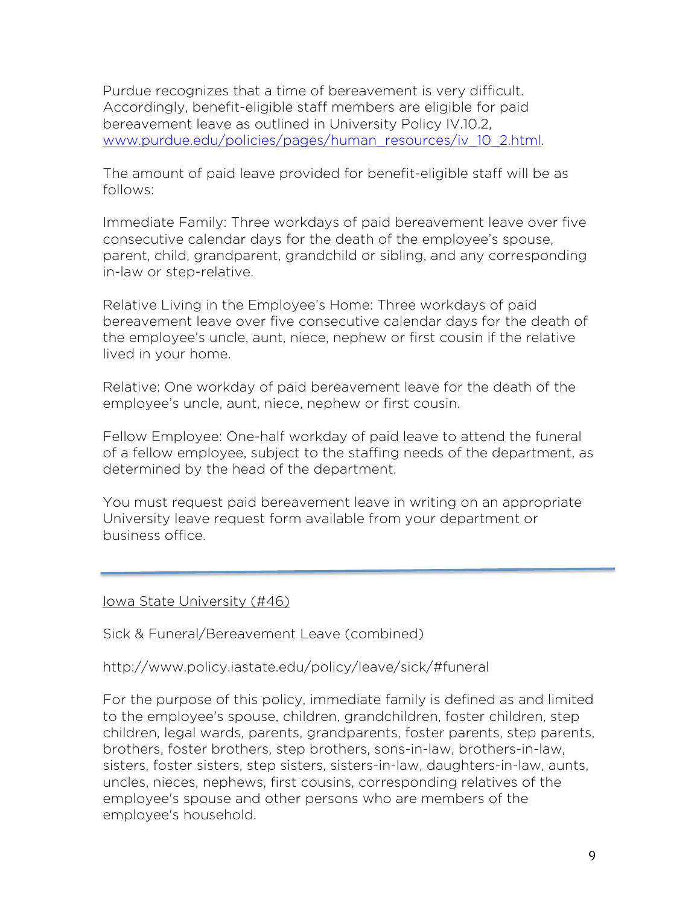Purdue recognizes that a time of bereavement is very difficult. Accordingly, benefit-eligible staff members are eligible for paid bereavement leave as outlined in University Policy IV.10.2, [www.purdue.edu/policies/pages/human_resources/iv_10_2.html](www.purdue.edu/policies/pages/human_resources/iv_10_2.html).

The amount of paid leave provided for benefit-eligible staff will be as follows:

Immediate Family: Three workdays of paid bereavement leave over five consecutive calendar days for the death of the employee's spouse, parent, child, grandparent, grandchild or sibling, and any corresponding in-law or step-relative.

Relative Living in the Employee's Home: Three workdays of paid bereavement leave over five consecutive calendar days for the death of the employee's uncle, aunt, niece, nephew or first cousin if the relative lived in your home.

Relative: One workday of paid bereavement leave for the death of the employee's uncle, aunt, niece, nephew or first cousin.

Fellow Employee: One-half workday of paid leave to attend the funeral of a fellow employee, subject to the staffing needs of the department, as determined by the head of the department.

You must request paid bereavement leave in writing on an appropriate University leave request form available from your department or business office.

---

Iowa State University (#46)

Sick & Funeral/Bereavement Leave (combined)

http://www.policy.iastate.edu/policy/leave/sick/#funeral

For the purpose of this policy, immediate family is defined as and limited to the employee's spouse, children, grandchildren, foster children, step children, legal wards, parents, grandparents, foster parents, step parents, brothers, foster brothers, step brothers, sons-in-law, brothers-in-law, sisters, foster sisters, step sisters, sisters-in-law, daughters-in-law, aunts, uncles, nieces, nephews, first cousins, corresponding relatives of the employee's spouse and other persons who are members of the employee's household.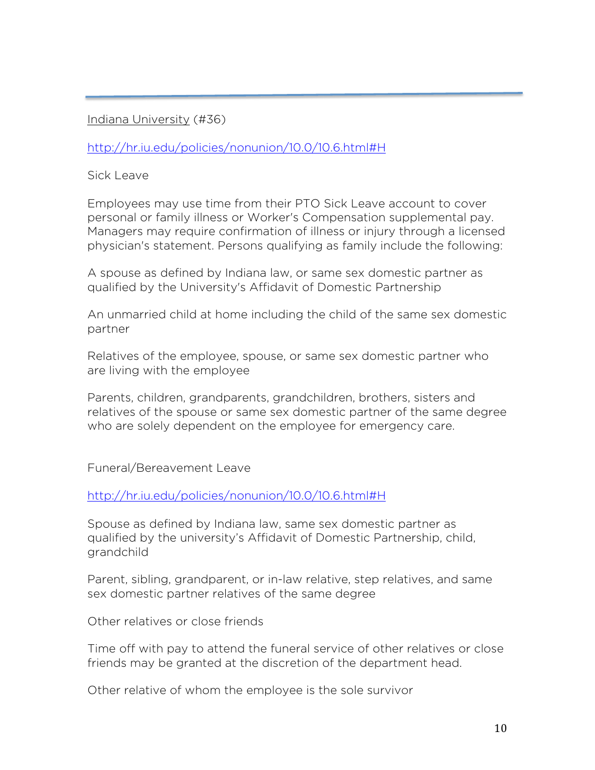Indiana University (#36)

http://hr.iu.edu/policies/nonunion/10.0/10.6.html#H

Sick Leave

Employees may use time from their PTO Sick Leave account to cover personal or family illness or Worker's Compensation supplemental pay. Managers may require confirmation of illness or injury through a licensed physician's statement. Persons qualifying as family include the following:

A spouse as defined by Indiana law, or same sex domestic partner as qualified by the University's Affidavit of Domestic Partnership

An unmarried child at home including the child of the same sex domestic partner

Relatives of the employee, spouse, or same sex domestic partner who are living with the employee

Parents, children, grandparents, grandchildren, brothers, sisters and relatives of the spouse or same sex domestic partner of the same degree who are solely dependent on the employee for emergency care.

Funeral/Bereavement Leave

http://hr.iu.edu/policies/nonunion/10.0/10.6.html#H

Spouse as defined by Indiana law, same sex domestic partner as qualified by the university's Affidavit of Domestic Partnership, child, grandchild

Parent, sibling, grandparent, or in-law relative, step relatives, and same sex domestic partner relatives of the same degree

Other relatives or close friends

Time off with pay to attend the funeral service of other relatives or close friends may be granted at the discretion of the department head.

Other relative of whom the employee is the sole survivor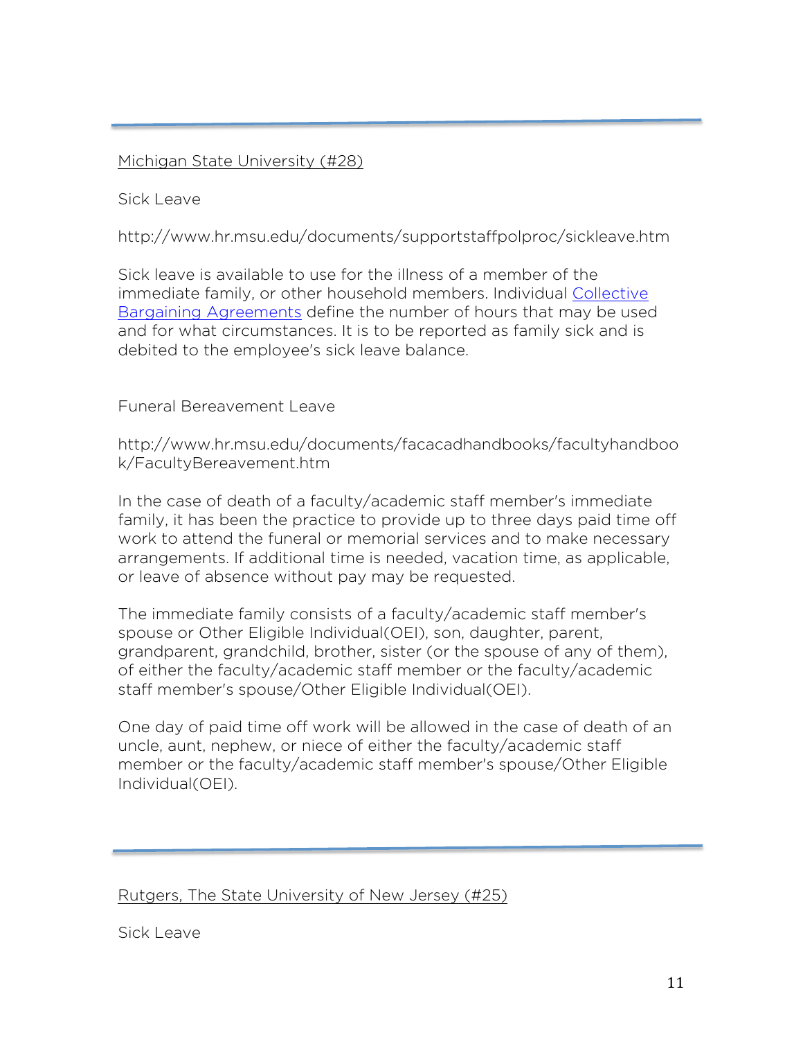---

Michigan State University (#28)

Sick Leave

http://www.hr.msu.edu/documents/supportstaffpolproc/sickleave.htm

Sick leave is available to use for the illness of a member of the immediate family, or other household members. Individual [Collective Bargaining Agreements](#) define the number of hours that may be used and for what circumstances. It is to be reported as family sick and is debited to the employee's sick leave balance.

Funeral Bereavement Leave

http://www.hr.msu.edu/documents/facacadhandbooks/facultyhandbook/FacultyBereavement.htm

In the case of death of a faculty/academic staff member's immediate family, it has been the practice to provide up to three days paid time off work to attend the funeral or memorial services and to make necessary arrangements. If additional time is needed, vacation time, as applicable, or leave of absence without pay may be requested.

The immediate family consists of a faculty/academic staff member's spouse or Other Eligible Individual(OEI), son, daughter, parent, grandparent, grandchild, brother, sister (or the spouse of any of them), of either the faculty/academic staff member or the faculty/academic staff member's spouse/Other Eligible Individual(OEI).

One day of paid time off work will be allowed in the case of death of an uncle, aunt, nephew, or niece of either the faculty/academic staff member or the faculty/academic staff member's spouse/Other Eligible Individual(OEI).

---

Rutgers, The State University of New Jersey (#25)

Sick Leave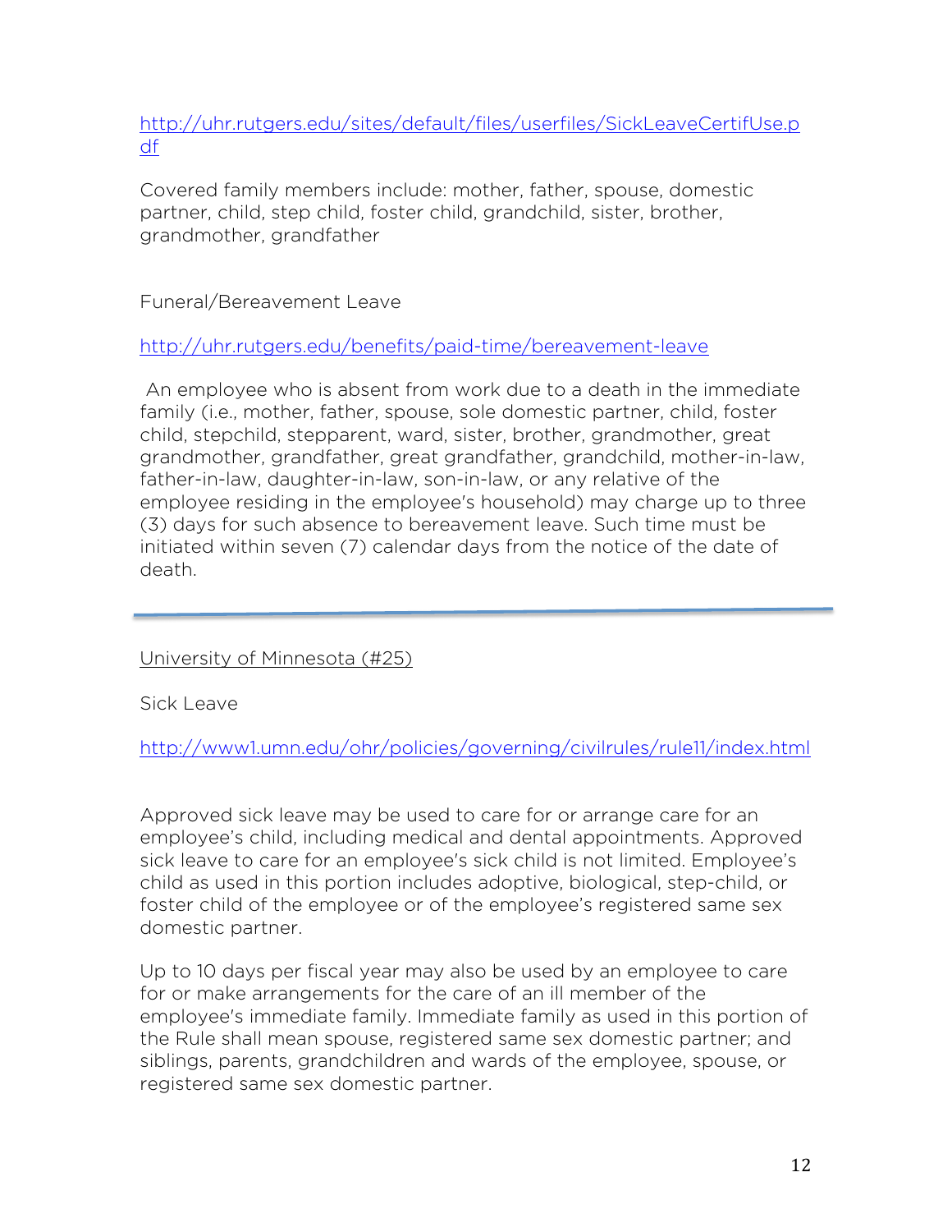http://uhr.rutgers.edu/sites/default/files/userfiles/SickLeaveCertifUse.pdf

Covered family members include: mother, father, spouse, domestic partner, child, step child, foster child, grandchild, sister, brother, grandmother, grandfather

Funeral/Bereavement Leave

http://uhr.rutgers.edu/benefits/paid-time/bereavement-leave

An employee who is absent from work due to a death in the immediate family (i.e., mother, father, spouse, sole domestic partner, child, foster child, stepchild, stepparent, ward, sister, brother, grandmother, great grandmother, grandfather, great grandfather, grandchild, mother-in-law, father-in-law, daughter-in-law, son-in-law, or any relative of the employee residing in the employee's household) may charge up to three (3) days for such absence to bereavement leave. Such time must be initiated within seven (7) calendar days from the notice of the date of death.

---

University of Minnesota (#25)

Sick Leave

http://www1.umn.edu/ohr/policies/governing/civilrules/rule11/index.html

Approved sick leave may be used to care for or arrange care for an employee's child, including medical and dental appointments. Approved sick leave to care for an employee's sick child is not limited. Employee's child as used in this portion includes adoptive, biological, step-child, or foster child of the employee or of the employee's registered same sex domestic partner.

Up to 10 days per fiscal year may also be used by an employee to care for or make arrangements for the care of an ill member of the employee's immediate family. Immediate family as used in this portion of the Rule shall mean spouse, registered same sex domestic partner; and siblings, parents, grandchildren and wards of the employee, spouse, or registered same sex domestic partner.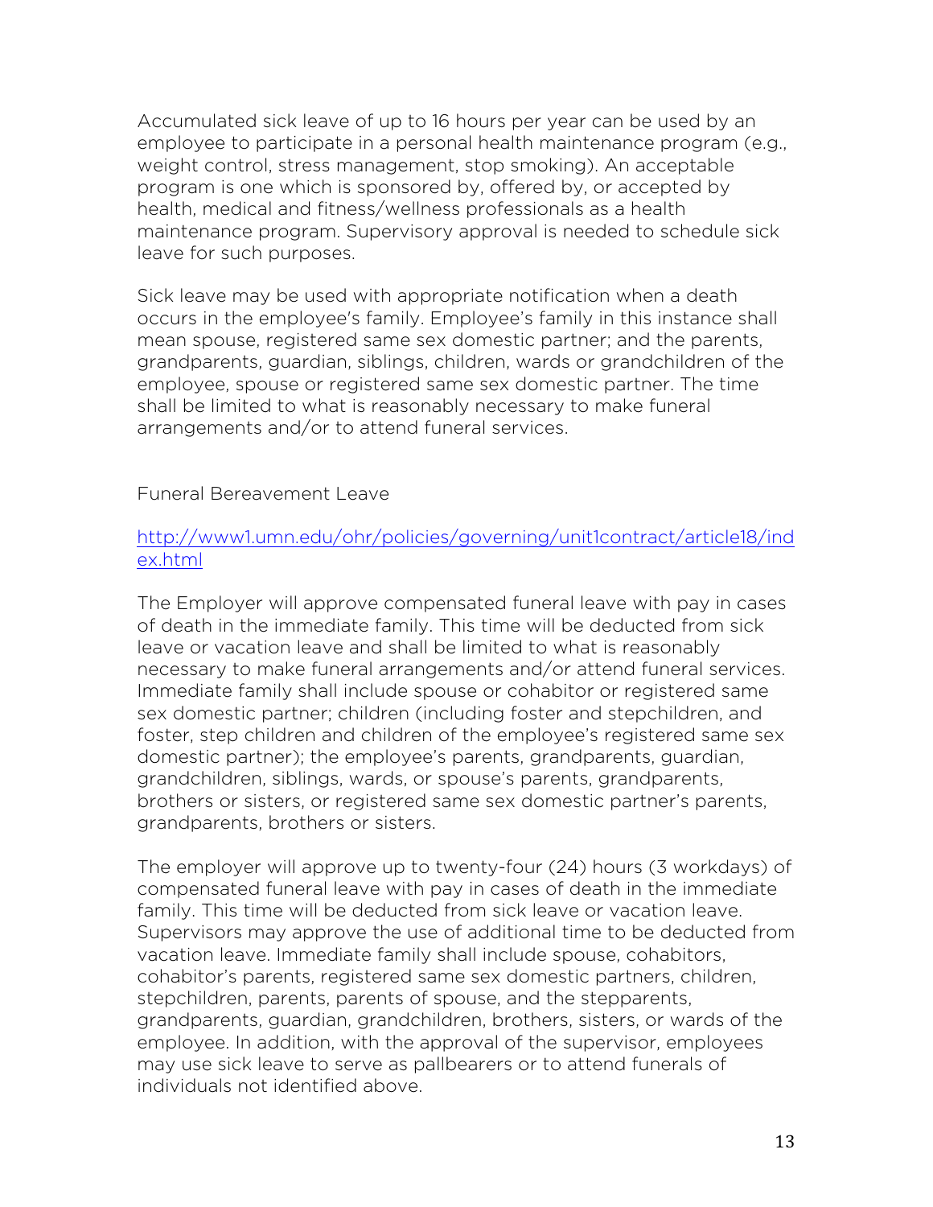Accumulated sick leave of up to 16 hours per year can be used by an employee to participate in a personal health maintenance program (e.g., weight control, stress management, stop smoking). An acceptable program is one which is sponsored by, offered by, or accepted by health, medical and fitness/wellness professionals as a health maintenance program. Supervisory approval is needed to schedule sick leave for such purposes.

Sick leave may be used with appropriate notification when a death occurs in the employee's family. Employee's family in this instance shall mean spouse, registered same sex domestic partner; and the parents, grandparents, guardian, siblings, children, wards or grandchildren of the employee, spouse or registered same sex domestic partner. The time shall be limited to what is reasonably necessary to make funeral arrangements and/or to attend funeral services.

Funeral Bereavement Leave

[http://www1.umn.edu/ohr/policies/governing/unit1contract/article18/index.html](http://www1.umn.edu/ohr/policies/governing/unit1contract/article18/index.html)

The Employer will approve compensated funeral leave with pay in cases of death in the immediate family. This time will be deducted from sick leave or vacation leave and shall be limited to what is reasonably necessary to make funeral arrangements and/or attend funeral services. Immediate family shall include spouse or cohabitor or registered same sex domestic partner; children (including foster and stepchildren, and foster, step children and children of the employee's registered same sex domestic partner); the employee's parents, grandparents, guardian, grandchildren, siblings, wards, or spouse's parents, grandparents, brothers or sisters, or registered same sex domestic partner's parents, grandparents, brothers or sisters.

The employer will approve up to twenty-four (24) hours (3 workdays) of compensated funeral leave with pay in cases of death in the immediate family. This time will be deducted from sick leave or vacation leave. Supervisors may approve the use of additional time to be deducted from vacation leave. Immediate family shall include spouse, cohabitors, cohabitor's parents, registered same sex domestic partners, children, stepchildren, parents, parents of spouse, and the stepparents, grandparents, guardian, grandchildren, brothers, sisters, or wards of the employee. In addition, with the approval of the supervisor, employees may use sick leave to serve as pallbearers or to attend funerals of individuals not identified above.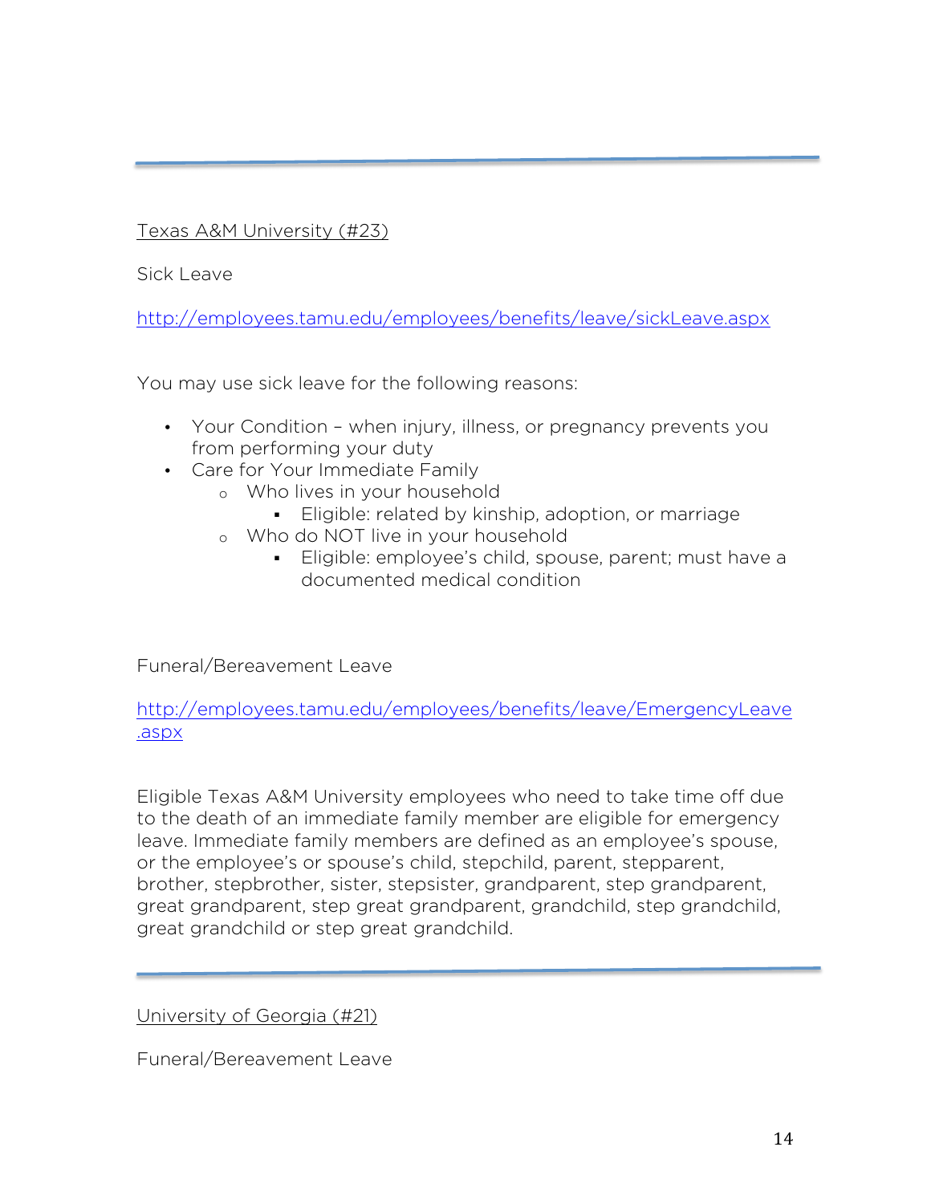---

Texas A&M University (#23)

Sick Leave

http://employees.tamu.edu/employees/benefits/leave/sickLeave.aspx

You may use sick leave for the following reasons:

- Your Condition – when injury, illness, or pregnancy prevents you from performing your duty
- Care for Your Immediate Family
  - Who lives in your household
    - Eligible: related by kinship, adoption, or marriage
  - Who do NOT live in your household
    - Eligible: employee's child, spouse, parent; must have a documented medical condition

Funeral/Bereavement Leave

http://employees.tamu.edu/employees/benefits/leave/EmergencyLeave.aspx

Eligible Texas A&M University employees who need to take time off due to the death of an immediate family member are eligible for emergency leave. Immediate family members are defined as an employee's spouse, or the employee's or spouse's child, stepchild, parent, stepparent, brother, stepbrother, sister, stepsister, grandparent, step grandparent, great grandparent, step great grandparent, grandchild, step grandchild, great grandchild or step great grandchild.

---

University of Georgia (#21)

Funeral/Bereavement Leave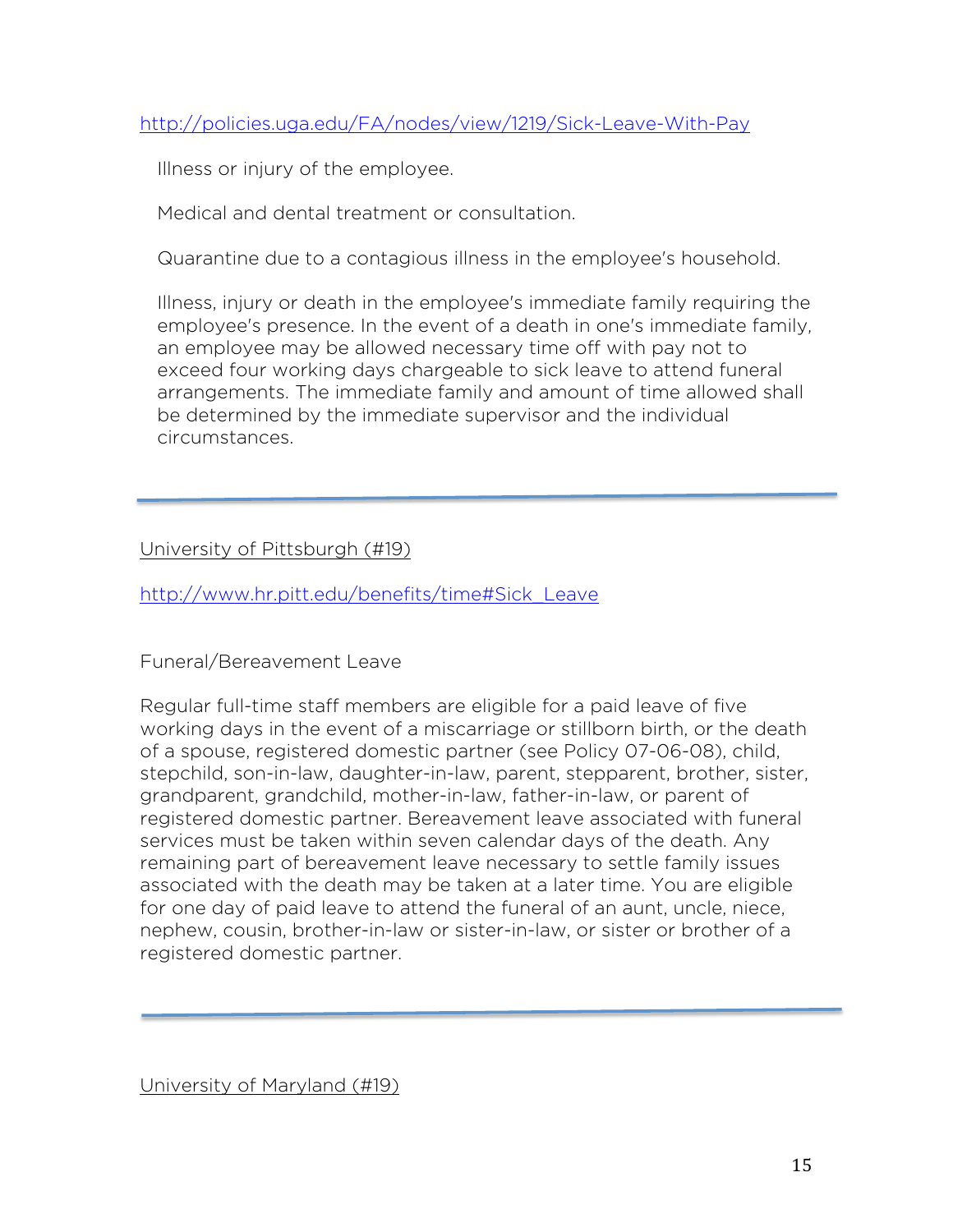http://policies.uga.edu/FA/nodes/view/1219/Sick-Leave-With-Pay

Illness or injury of the employee.

Medical and dental treatment or consultation.

Quarantine due to a contagious illness in the employee's household.

Illness, injury or death in the employee's immediate family requiring the employee's presence. In the event of a death in one's immediate family, an employee may be allowed necessary time off with pay not to exceed four working days chargeable to sick leave to attend funeral arrangements. The immediate family and amount of time allowed shall be determined by the immediate supervisor and the individual circumstances.

---

University of Pittsburgh (#19)

http://www.hr.pitt.edu/benefits/time#Sick_Leave

Funeral/Bereavement Leave

Regular full-time staff members are eligible for a paid leave of five working days in the event of a miscarriage or stillborn birth, or the death of a spouse, registered domestic partner (see Policy 07-06-08), child, stepchild, son-in-law, daughter-in-law, parent, stepparent, brother, sister, grandparent, grandchild, mother-in-law, father-in-law, or parent of registered domestic partner. Bereavement leave associated with funeral services must be taken within seven calendar days of the death. Any remaining part of bereavement leave necessary to settle family issues associated with the death may be taken at a later time. You are eligible for one day of paid leave to attend the funeral of an aunt, uncle, niece, nephew, cousin, brother-in-law or sister-in-law, or sister or brother of a registered domestic partner.

---

University of Maryland (#19)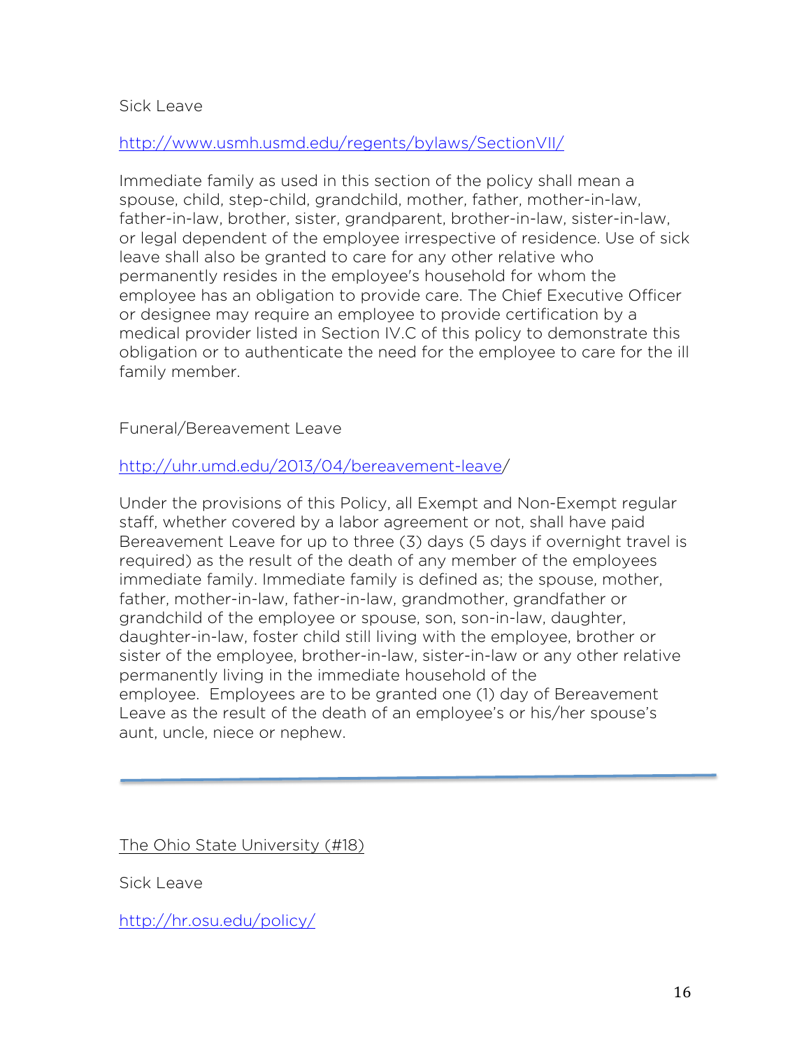Sick Leave

http://www.usmh.usmd.edu/regents/bylaws/SectionVII/

Immediate family as used in this section of the policy shall mean a spouse, child, step-child, grandchild, mother, father, mother-in-law, father-in-law, brother, sister, grandparent, brother-in-law, sister-in-law, or legal dependent of the employee irrespective of residence. Use of sick leave shall also be granted to care for any other relative who permanently resides in the employee's household for whom the employee has an obligation to provide care. The Chief Executive Officer or designee may require an employee to provide certification by a medical provider listed in Section IV.C of this policy to demonstrate this obligation or to authenticate the need for the employee to care for the ill family member.

Funeral/Bereavement Leave

http://uhr.umd.edu/2013/04/bereavement-leave/

Under the provisions of this Policy, all Exempt and Non-Exempt regular staff, whether covered by a labor agreement or not, shall have paid Bereavement Leave for up to three (3) days (5 days if overnight travel is required) as the result of the death of any member of the employees immediate family. Immediate family is defined as; the spouse, mother, father, mother-in-law, father-in-law, grandmother, grandfather or grandchild of the employee or spouse, son, son-in-law, daughter, daughter-in-law, foster child still living with the employee, brother or sister of the employee, brother-in-law, sister-in-law or any other relative permanently living in the immediate household of the employee. Employees are to be granted one (1) day of Bereavement Leave as the result of the death of an employee's or his/her spouse's aunt, uncle, niece or nephew.

---

## The Ohio State University (#18)

Sick Leave

http://hr.osu.edu/policy/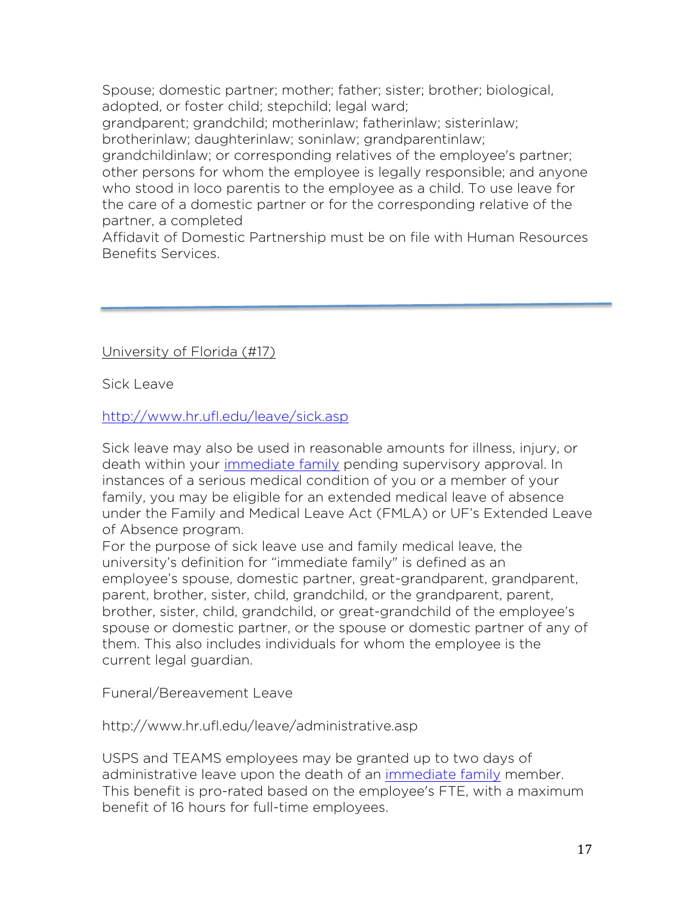Spouse; domestic partner; mother; father; sister; brother; biological, adopted, or foster child; stepchild; legal ward; grandparent; grandchild; motherinlaw; fatherinlaw; sisterinlaw; brotherinlaw; daughterinlaw; soninlaw; grandparentinlaw; grandchildinlaw; or corresponding relatives of the employee's partner; other persons for whom the employee is legally responsible; and anyone who stood in loco parentis to the employee as a child. To use leave for the care of a domestic partner or for the corresponding relative of the partner, a completed Affidavit of Domestic Partnership must be on file with Human Resources Benefits Services.

---

University of Florida (#17)

Sick Leave

http://www.hr.ufl.edu/leave/sick.asp

Sick leave may also be used in reasonable amounts for illness, injury, or death within your immediate family pending supervisory approval. In instances of a serious medical condition of you or a member of your family, you may be eligible for an extended medical leave of absence under the Family and Medical Leave Act (FMLA) or UF's Extended Leave of Absence program.

For the purpose of sick leave use and family medical leave, the university's definition for "immediate family" is defined as an employee's spouse, domestic partner, great-grandparent, grandparent, parent, brother, sister, child, grandchild, or the grandparent, parent, brother, sister, child, grandchild, or great-grandchild of the employee's spouse or domestic partner, or the spouse or domestic partner of any of them. This also includes individuals for whom the employee is the current legal guardian.

Funeral/Bereavement Leave

http://www.hr.ufl.edu/leave/administrative.asp

USPS and TEAMS employees may be granted up to two days of administrative leave upon the death of an immediate family member. This benefit is pro-rated based on the employee's FTE, with a maximum benefit of 16 hours for full-time employees.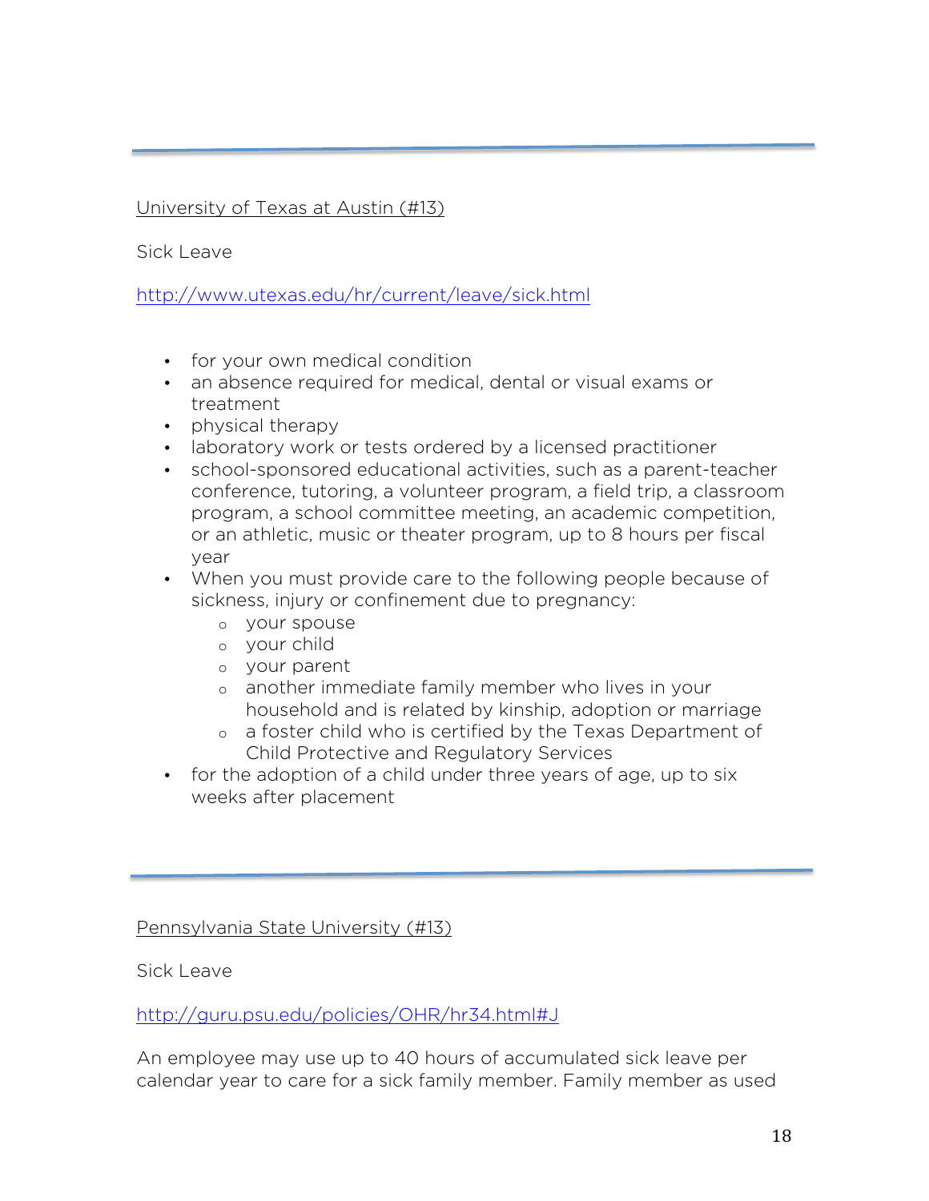---

<u>University of Texas at Austin (#13)</u>

Sick Leave

http://www.utexas.edu/hr/current/leave/sick.html

- for your own medical condition
- an absence required for medical, dental or visual exams or treatment
- physical therapy
- laboratory work or tests ordered by a licensed practitioner
- school-sponsored educational activities, such as a parent-teacher conference, tutoring, a volunteer program, a field trip, a classroom program, a school committee meeting, an academic competition, or an athletic, music or theater program, up to 8 hours per fiscal year
- When you must provide care to the following people because of sickness, injury or confinement due to pregnancy:
    - your spouse
    - your child
    - your parent
    - another immediate family member who lives in your household and is related by kinship, adoption or marriage
    - a foster child who is certified by the Texas Department of Child Protective and Regulatory Services
- for the adoption of a child under three years of age, up to six weeks after placement

---

<u>Pennsylvania State University (#13)</u>

Sick Leave

http://guru.psu.edu/policies/OHR/hr34.html#J

An employee may use up to 40 hours of accumulated sick leave per calendar year to care for a sick family member. Family member as used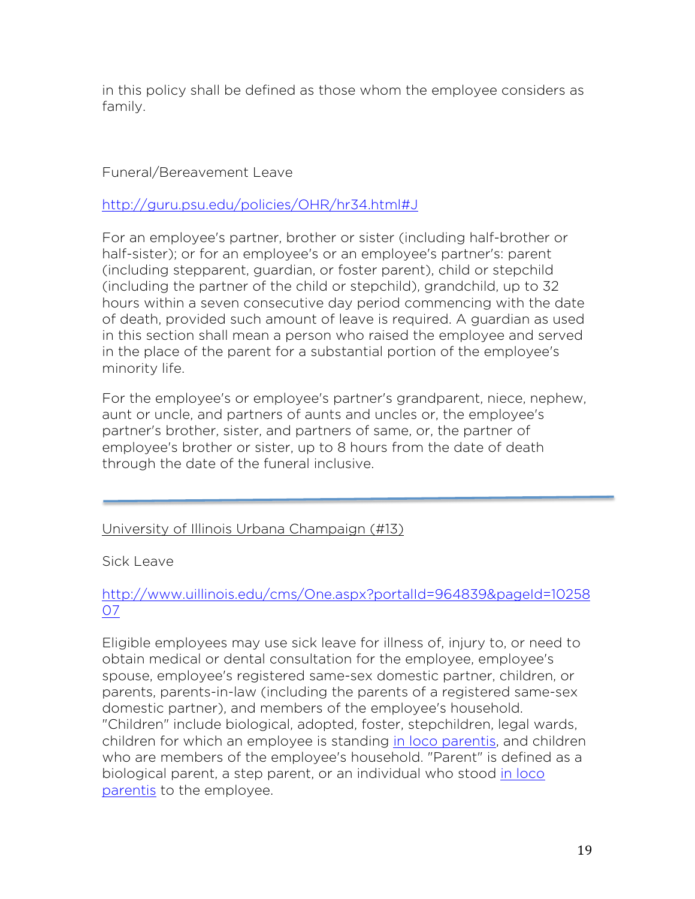in this policy shall be defined as those whom the employee considers as family.

Funeral/Bereavement Leave

[http://guru.psu.edu/policies/OHR/hr34.html#J](http://guru.psu.edu/policies/OHR/hr34.html#J)

For an employee's partner, brother or sister (including half-brother or half-sister); or for an employee's or an employee's partner's: parent (including stepparent, guardian, or foster parent), child or stepchild (including the partner of the child or stepchild), grandchild, up to 32 hours within a seven consecutive day period commencing with the date of death, provided such amount of leave is required. A guardian as used in this section shall mean a person who raised the employee and served in the place of the parent for a substantial portion of the employee's minority life.

For the employee's or employee's partner's grandparent, niece, nephew, aunt or uncle, and partners of aunts and uncles or, the employee's partner's brother, sister, and partners of same, or, the partner of employee's brother or sister, up to 8 hours from the date of death through the date of the funeral inclusive.

---

University of Illinois Urbana Champaign (#13)

Sick Leave

[http://www.uillinois.edu/cms/One.aspx?portalId=964839&pageId=1025807](http://www.uillinois.edu/cms/One.aspx?portalId=964839&pageId=1025807)

Eligible employees may use sick leave for illness of, injury to, or need to obtain medical or dental consultation for the employee, employee's spouse, employee's registered same-sex domestic partner, children, or parents, parents-in-law (including the parents of a registered same-sex domestic partner), and members of the employee's household. "Children" include biological, adopted, foster, stepchildren, legal wards, children for which an employee is standing in loco parentis, and children who are members of the employee's household. "Parent" is defined as a biological parent, a step parent, or an individual who stood in loco parentis to the employee.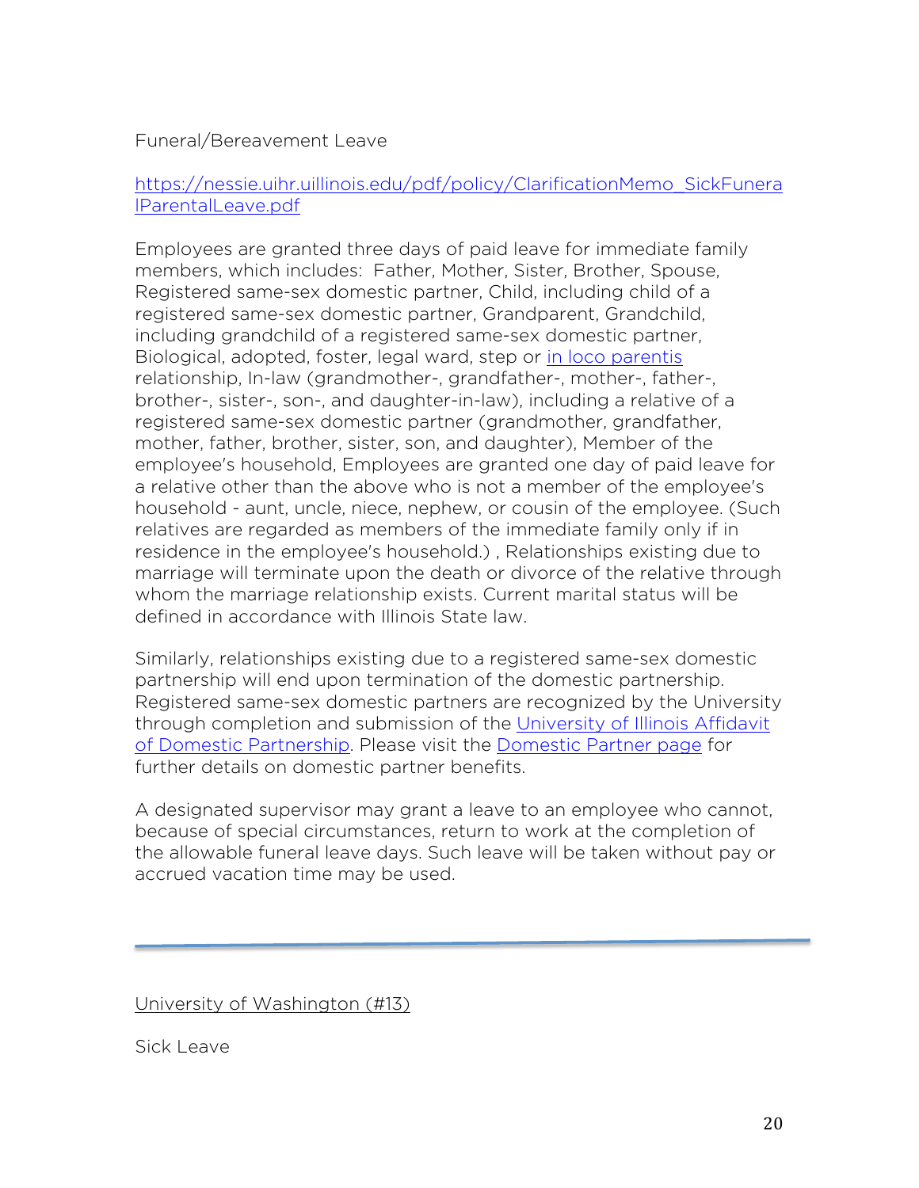Funeral/Bereavement Leave

[https://nessie.uihr.uillinois.edu/pdf/policy/ClarificationMemo_SickFuneralParentalLeave.pdf](https://nessie.uihr.uillinois.edu/pdf/policy/ClarificationMemo_SickFuneralParentalLeave.pdf)

Employees are granted three days of paid leave for immediate family members, which includes: Father, Mother, Sister, Brother, Spouse, Registered same-sex domestic partner, Child, including child of a registered same-sex domestic partner, Grandparent, Grandchild, including grandchild of a registered same-sex domestic partner, Biological, adopted, foster, legal ward, step or in loco parentis relationship, In-law (grandmother-, grandfather-, mother-, father-, brother-, sister-, son-, and daughter-in-law), including a relative of a registered same-sex domestic partner (grandmother, grandfather, mother, father, brother, sister, son, and daughter), Member of the employee's household, Employees are granted one day of paid leave for a relative other than the above who is not a member of the employee's household - aunt, uncle, niece, nephew, or cousin of the employee. (Such relatives are regarded as members of the immediate family only if in residence in the employee's household.) , Relationships existing due to marriage will terminate upon the death or divorce of the relative through whom the marriage relationship exists. Current marital status will be defined in accordance with Illinois State law.

Similarly, relationships existing due to a registered same-sex domestic partnership will end upon termination of the domestic partnership. Registered same-sex domestic partners are recognized by the University through completion and submission of the University of Illinois Affidavit of Domestic Partnership. Please visit the Domestic Partner page for further details on domestic partner benefits.

A designated supervisor may grant a leave to an employee who cannot, because of special circumstances, return to work at the completion of the allowable funeral leave days. Such leave will be taken without pay or accrued vacation time may be used.

---

University of Washington (#13)

Sick Leave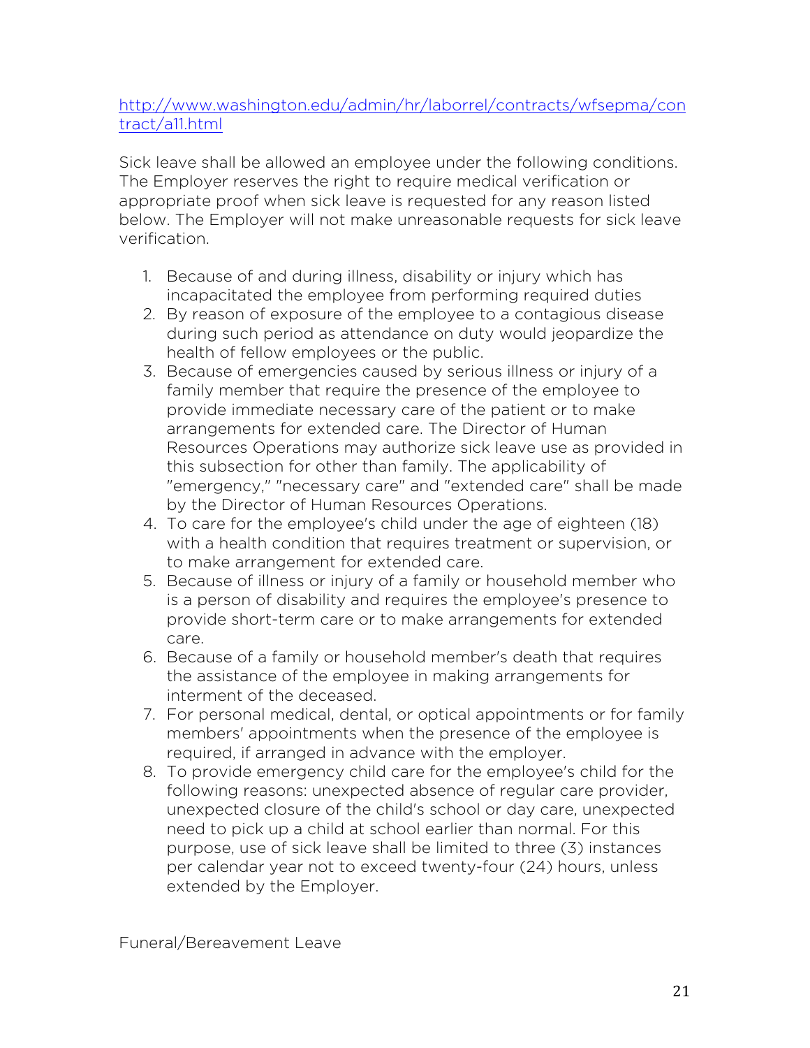[http://www.washington.edu/admin/hr/laborrel/contracts/wfsepma/contract/a11.html](http://www.washington.edu/admin/hr/laborrel/contracts/wfsepma/contract/a11.html)

Sick leave shall be allowed an employee under the following conditions. The Employer reserves the right to require medical verification or appropriate proof when sick leave is requested for any reason listed below. The Employer will not make unreasonable requests for sick leave verification.

1. Because of and during illness, disability or injury which has incapacitated the employee from performing required duties
2. By reason of exposure of the employee to a contagious disease during such period as attendance on duty would jeopardize the health of fellow employees or the public.
3. Because of emergencies caused by serious illness or injury of a family member that require the presence of the employee to provide immediate necessary care of the patient or to make arrangements for extended care. The Director of Human Resources Operations may authorize sick leave use as provided in this subsection for other than family. The applicability of "emergency," "necessary care" and "extended care" shall be made by the Director of Human Resources Operations.
4. To care for the employee's child under the age of eighteen (18) with a health condition that requires treatment or supervision, or to make arrangement for extended care.
5. Because of illness or injury of a family or household member who is a person of disability and requires the employee's presence to provide short-term care or to make arrangements for extended care.
6. Because of a family or household member's death that requires the assistance of the employee in making arrangements for interment of the deceased.
7. For personal medical, dental, or optical appointments or for family members' appointments when the presence of the employee is required, if arranged in advance with the employer.
8. To provide emergency child care for the employee's child for the following reasons: unexpected absence of regular care provider, unexpected closure of the child's school or day care, unexpected need to pick up a child at school earlier than normal. For this purpose, use of sick leave shall be limited to three (3) instances per calendar year not to exceed twenty-four (24) hours, unless extended by the Employer.

Funeral/Bereavement Leave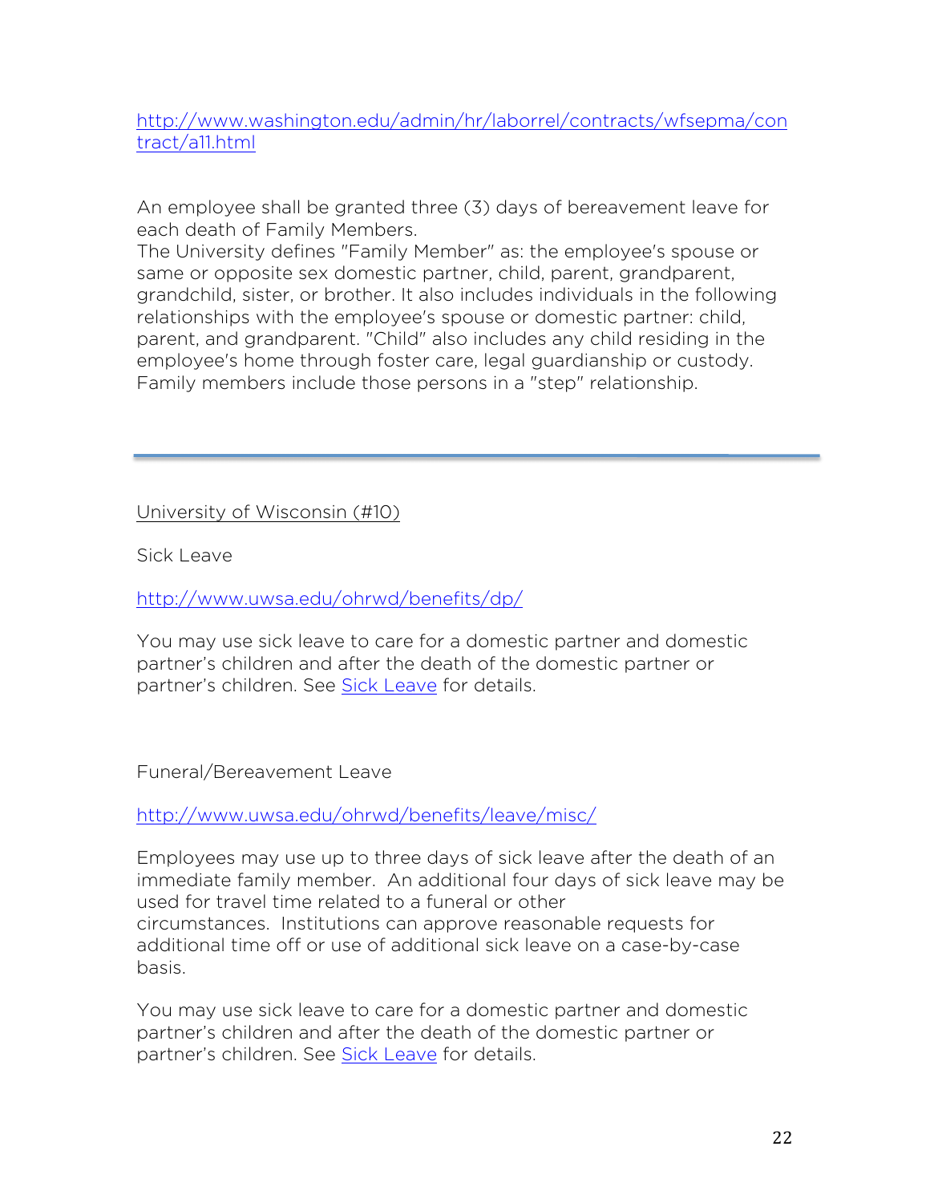http://www.washington.edu/admin/hr/laborrel/contracts/wfsepma/contract/a11.html

An employee shall be granted three (3) days of bereavement leave for each death of Family Members.
The University defines "Family Member" as: the employee's spouse or same or opposite sex domestic partner, child, parent, grandparent, grandchild, sister, or brother. It also includes individuals in the following relationships with the employee's spouse or domestic partner: child, parent, and grandparent. "Child" also includes any child residing in the employee's home through foster care, legal guardianship or custody. Family members include those persons in a "step" relationship.

---

University of Wisconsin (#10)

Sick Leave

http://www.uwsa.edu/ohrwd/benefits/dp/

You may use sick leave to care for a domestic partner and domestic partner's children and after the death of the domestic partner or partner's children. See Sick Leave for details.

Funeral/Bereavement Leave

http://www.uwsa.edu/ohrwd/benefits/leave/misc/

Employees may use up to three days of sick leave after the death of an immediate family member. An additional four days of sick leave may be used for travel time related to a funeral or other circumstances. Institutions can approve reasonable requests for additional time off or use of additional sick leave on a case-by-case basis.

You may use sick leave to care for a domestic partner and domestic partner's children and after the death of the domestic partner or partner's children. See Sick Leave for details.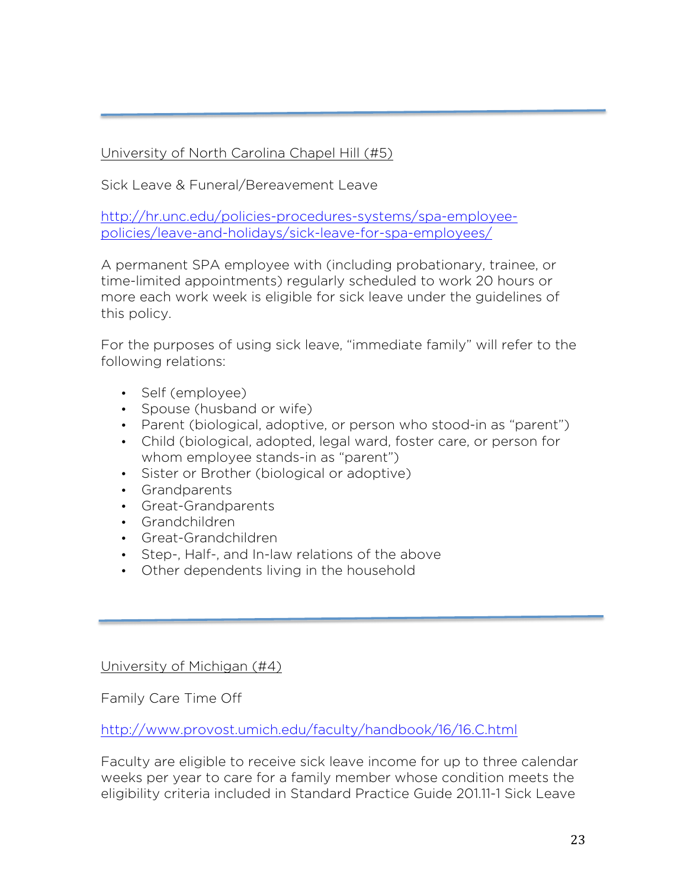---

University of North Carolina Chapel Hill (#5)

Sick Leave & Funeral/Bereavement Leave

http://hr.unc.edu/policies-procedures-systems/spa-employee-policies/leave-and-holidays/sick-leave-for-spa-employees/

A permanent SPA employee with (including probationary, trainee, or time-limited appointments) regularly scheduled to work 20 hours or more each work week is eligible for sick leave under the guidelines of this policy.

For the purposes of using sick leave, "immediate family" will refer to the following relations:

- Self (employee)
- Spouse (husband or wife)
- Parent (biological, adoptive, or person who stood-in as "parent")
- Child (biological, adopted, legal ward, foster care, or person for whom employee stands-in as "parent")
- Sister or Brother (biological or adoptive)
- Grandparents
- Great-Grandparents
- Grandchildren
- Great-Grandchildren
- Step-, Half-, and In-law relations of the above
- Other dependents living in the household

---

University of Michigan (#4)

Family Care Time Off

http://www.provost.umich.edu/faculty/handbook/16/16.C.html

Faculty are eligible to receive sick leave income for up to three calendar weeks per year to care for a family member whose condition meets the eligibility criteria included in Standard Practice Guide 201.11-1 Sick Leave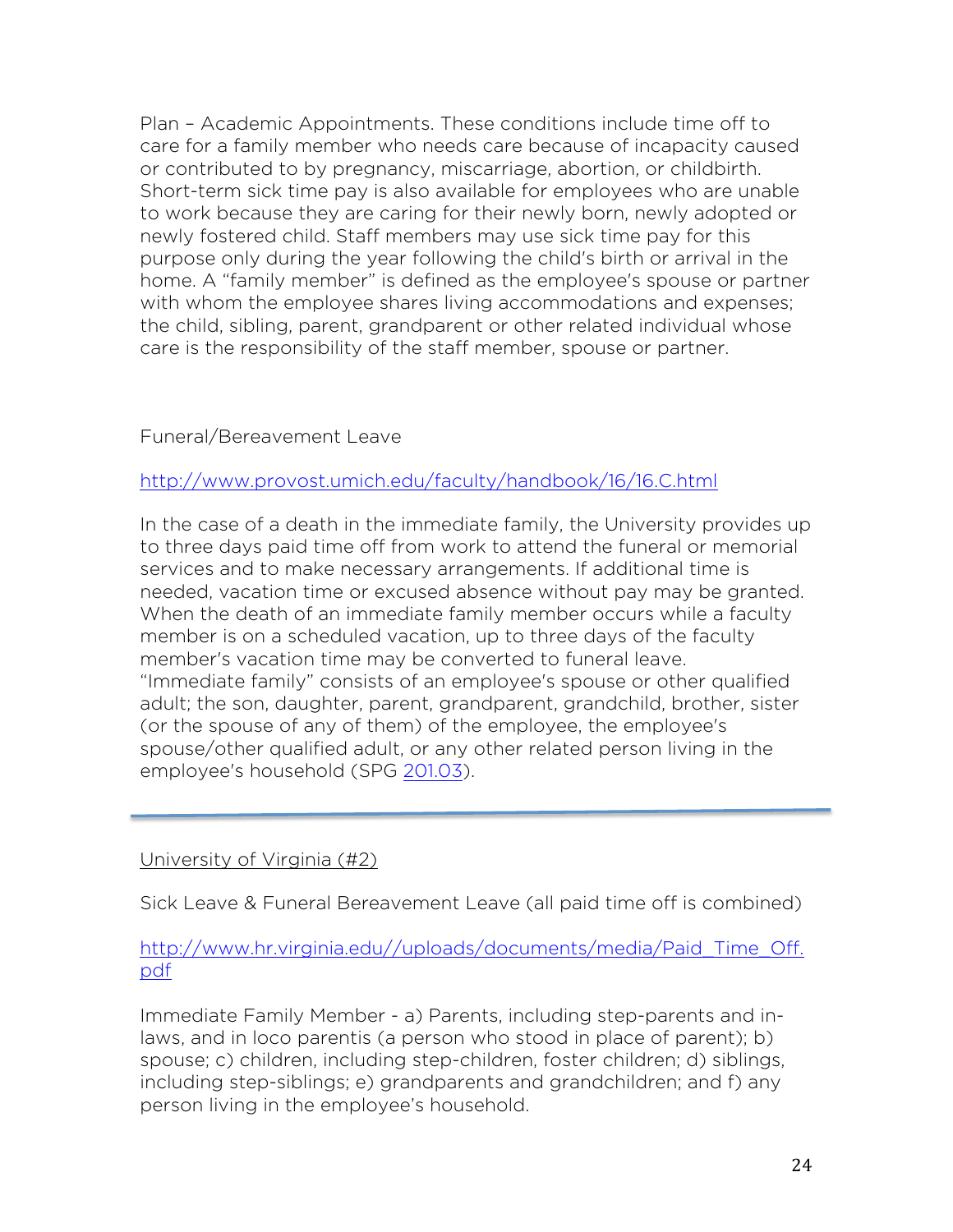Plan – Academic Appointments. These conditions include time off to care for a family member who needs care because of incapacity caused or contributed to by pregnancy, miscarriage, abortion, or childbirth. Short-term sick time pay is also available for employees who are unable to work because they are caring for their newly born, newly adopted or newly fostered child. Staff members may use sick time pay for this purpose only during the year following the child's birth or arrival in the home. A "family member" is defined as the employee's spouse or partner with whom the employee shares living accommodations and expenses; the child, sibling, parent, grandparent or other related individual whose care is the responsibility of the staff member, spouse or partner.

Funeral/Bereavement Leave

http://www.provost.umich.edu/faculty/handbook/16/16.C.html

In the case of a death in the immediate family, the University provides up to three days paid time off from work to attend the funeral or memorial services and to make necessary arrangements. If additional time is needed, vacation time or excused absence without pay may be granted. When the death of an immediate family member occurs while a faculty member is on a scheduled vacation, up to three days of the faculty member's vacation time may be converted to funeral leave. "Immediate family" consists of an employee's spouse or other qualified adult; the son, daughter, parent, grandparent, grandchild, brother, sister (or the spouse of any of them) of the employee, the employee's spouse/other qualified adult, or any other related person living in the employee's household (SPG 201.03).

---

University of Virginia (#2)

Sick Leave & Funeral Bereavement Leave (all paid time off is combined)

http://www.hr.virginia.edu//uploads/documents/media/Paid_Time_Off.pdf

Immediate Family Member - a) Parents, including step-parents and in-laws, and in loco parentis (a person who stood in place of parent); b) spouse; c) children, including step-children, foster children; d) siblings, including step-siblings; e) grandparents and grandchildren; and f) any person living in the employee's household.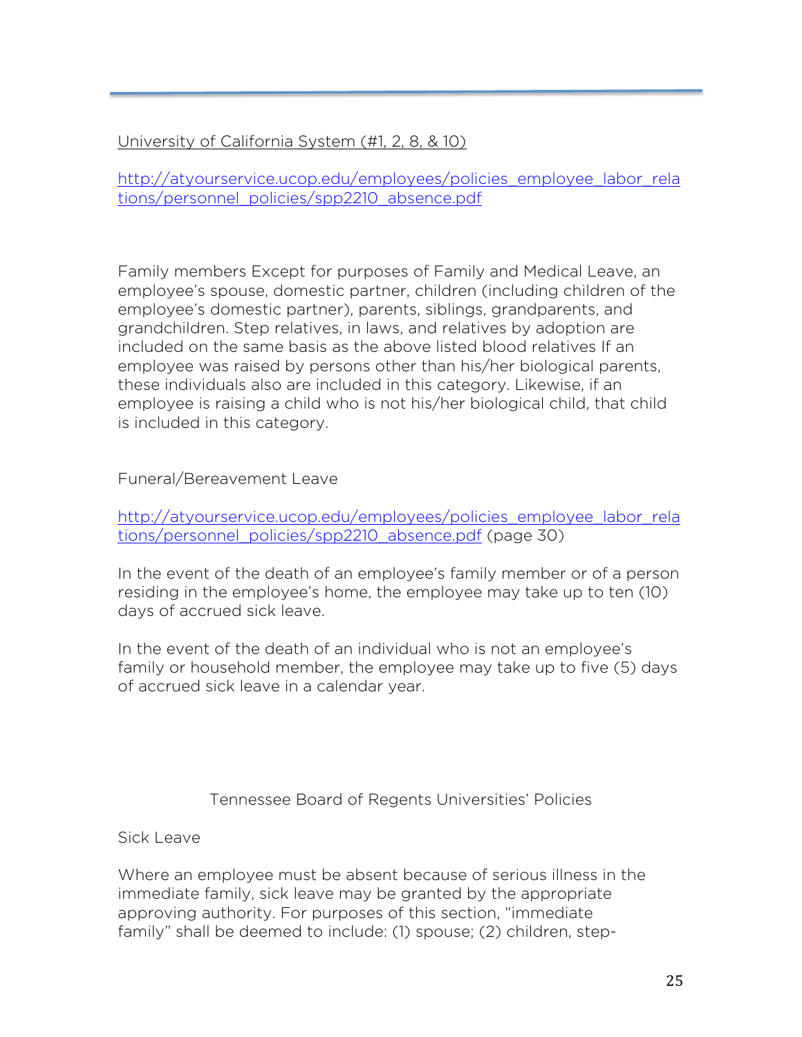<u>University of California System (#1, 2, 8, & 10)</u>

http://atyourservice.ucop.edu/employees/policies_employee_labor_relations/personnel_policies/spp2210_absence.pdf

Family members Except for purposes of Family and Medical Leave, an employee's spouse, domestic partner, children (including children of the employee's domestic partner), parents, siblings, grandparents, and grandchildren. Step relatives, in laws, and relatives by adoption are included on the same basis as the above listed blood relatives If an employee was raised by persons other than his/her biological parents, these individuals also are included in this category. Likewise, if an employee is raising a child who is not his/her biological child, that child is included in this category.

Funeral/Bereavement Leave

http://atyourservice.ucop.edu/employees/policies_employee_labor_relations/personnel_policies/spp2210_absence.pdf (page 30)

In the event of the death of an employee's family member or of a person residing in the employee's home, the employee may take up to ten (10) days of accrued sick leave.

In the event of the death of an individual who is not an employee's family or household member, the employee may take up to five (5) days of accrued sick leave in a calendar year.

## Tennessee Board of Regents Universities' Policies

Sick Leave

Where an employee must be absent because of serious illness in the immediate family, sick leave may be granted by the appropriate approving authority. For purposes of this section, "immediate family" shall be deemed to include: (1) spouse; (2) children, step-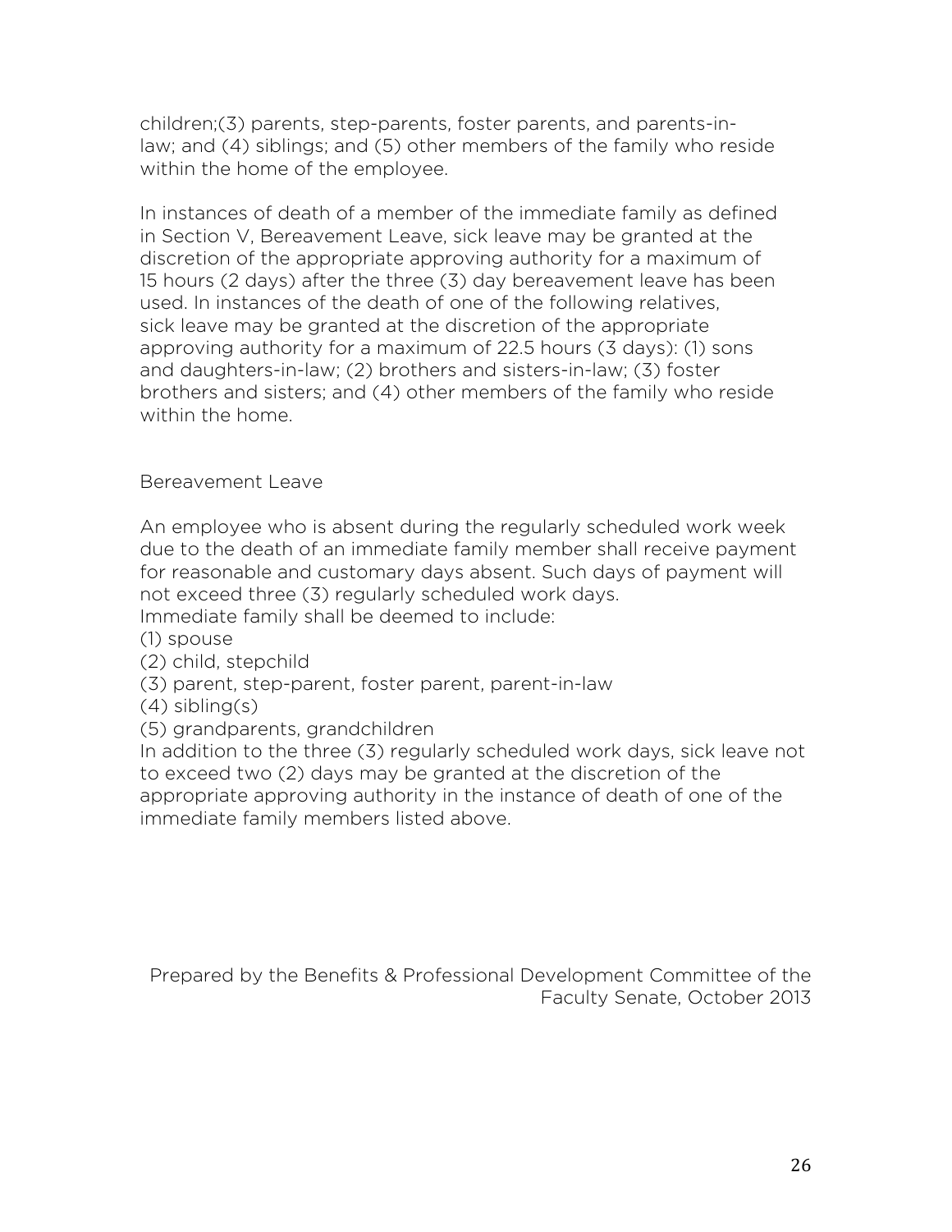children;(3) parents, step-parents, foster parents, and parents-in-law; and (4) siblings; and (5) other members of the family who reside within the home of the employee.

In instances of death of a member of the immediate family as defined in Section V, Bereavement Leave, sick leave may be granted at the discretion of the appropriate approving authority for a maximum of 15 hours (2 days) after the three (3) day bereavement leave has been used. In instances of the death of one of the following relatives, sick leave may be granted at the discretion of the appropriate approving authority for a maximum of 22.5 hours (3 days): (1) sons and daughters-in-law; (2) brothers and sisters-in-law; (3) foster brothers and sisters; and (4) other members of the family who reside within the home.

## Bereavement Leave

An employee who is absent during the regularly scheduled work week due to the death of an immediate family member shall receive payment for reasonable and customary days absent. Such days of payment will not exceed three (3) regularly scheduled work days.
Immediate family shall be deemed to include:

(1) spouse
(2) child, stepchild
(3) parent, step-parent, foster parent, parent-in-law
(4) sibling(s)
(5) grandparents, grandchildren

In addition to the three (3) regularly scheduled work days, sick leave not to exceed two (2) days may be granted at the discretion of the appropriate approving authority in the instance of death of one of the immediate family members listed above.

Prepared by the Benefits & Professional Development Committee of the Faculty Senate, October 2013